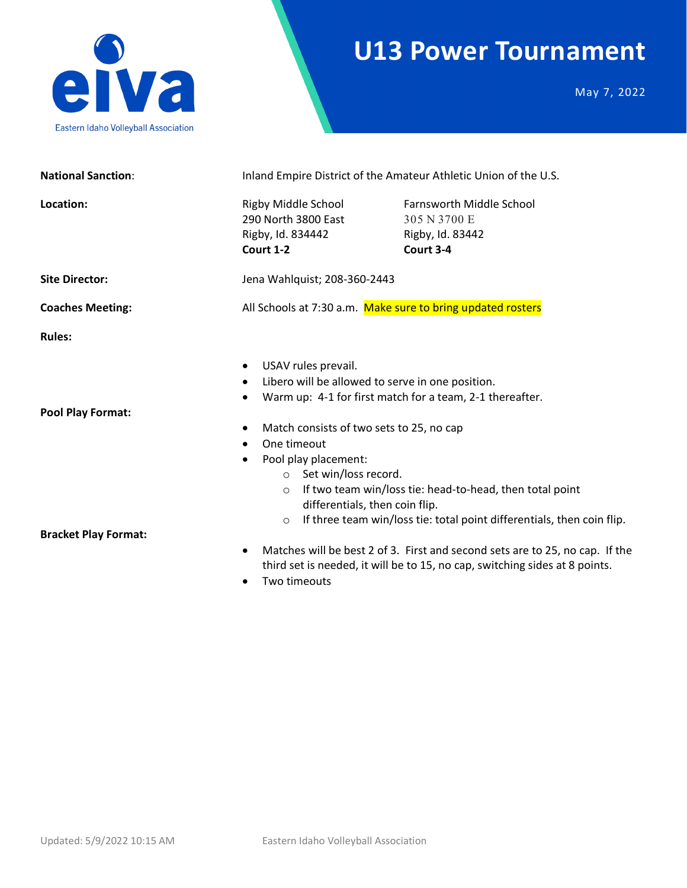eiva

Eastern Idaho Volleyball Association

# U13 Power Tournament

May 7, 2022

**National Sanction**: Inland Empire District of the Amateur Athletic Union of the U.S.

**Location:**

Rigby Middle School
290 North 3800 East
Rigby, Id. 834442
**Court 1-2**

Farnsworth Middle School
305 N 3700 E
Rigby, Id. 83442
**Court 3-4**

**Site Director:** Jena Wahlquist; 208-360-2443

**Coaches Meeting:** All Schools at 7:30 a.m. Make sure to bring updated rosters

**Rules:**

- USAV rules prevail.
- Libero will be allowed to serve in one position.
- Warm up: 4-1 for first match for a team, 2-1 thereafter.

**Pool Play Format:**

- Match consists of two sets to 25, no cap
- One timeout
- Pool play placement:
  - Set win/loss record.
  - If two team win/loss tie: head-to-head, then total point differentials, then coin flip.
  - If three team win/loss tie: total point differentials, then coin flip.

**Bracket Play Format:**

- Matches will be best 2 of 3. First and second sets are to 25, no cap. If the third set is needed, it will be to 15, no cap, switching sides at 8 points.
- Two timeouts

Updated: 5/9/2022 10:15 AM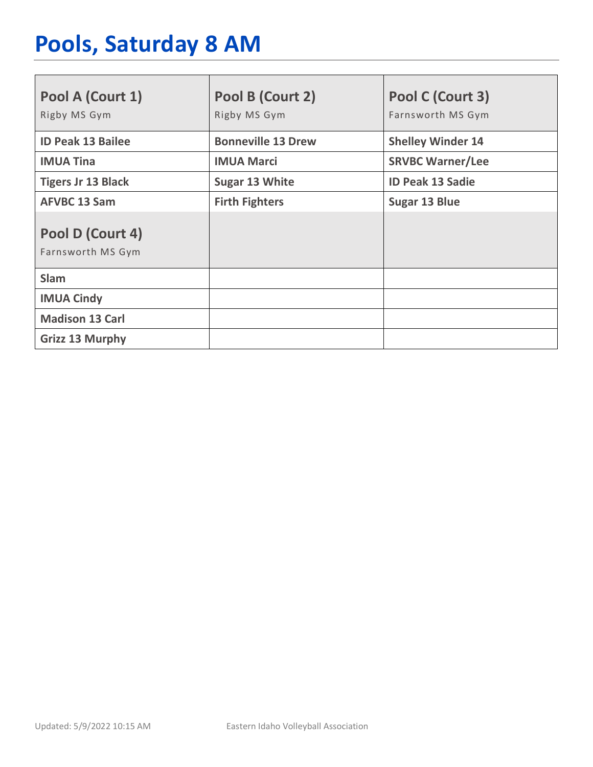# Pools, Saturday 8 AM

| Pool A (Court 1) Rigby MS Gym | Pool B (Court 2) Rigby MS Gym | Pool C (Court 3) Farnsworth MS Gym |
|---|---|---|
| **ID Peak 13 Bailee** | **Bonneville 13 Drew** | **Shelley Winder 14** |
| **IMUA Tina** | **IMUA Marci** | **SRVBC Warner/Lee** |
| **Tigers Jr 13 Black** | **Sugar 13 White** | **ID Peak 13 Sadie** |
| **AFVBC 13 Sam** | **Firth Fighters** | **Sugar 13 Blue** |
| **Pool D (Court 4)** Farnsworth MS Gym | | |
| **Slam** | | |
| **IMUA Cindy** | | |
| **Madison 13 Carl** | | |
| **Grizz 13 Murphy** | | |

Updated: 5/9/2022 10:15 AM    Eastern Idaho Volleyball Association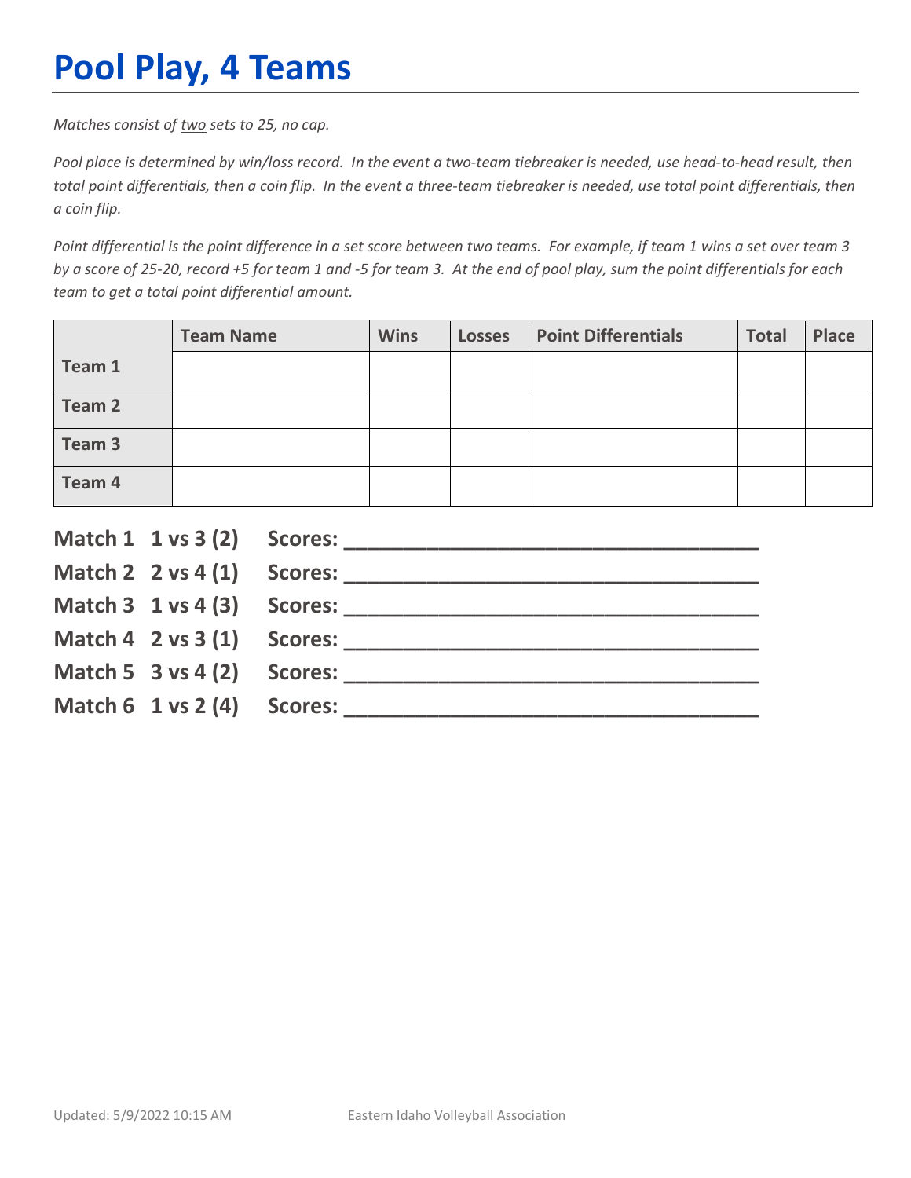# Pool Play, 4 Teams

*Matches consist of <u>two</u> sets to 25, no cap.*

*Pool place is determined by win/loss record. In the event a two-team tiebreaker is needed, use head-to-head result, then total point differentials, then a coin flip. In the event a three-team tiebreaker is needed, use total point differentials, then a coin flip.*

*Point differential is the point difference in a set score between two teams. For example, if team 1 wins a set over team 3 by a score of 25-20, record +5 for team 1 and -5 for team 3. At the end of pool play, sum the point differentials for each team to get a total point differential amount.*

| | Team Name | Wins | Losses | Point Differentials | Total | Place |
|---|---|---|---|---|---|---|
| **Team 1** | | | | | | |
| **Team 2** | | | | | | |
| **Team 3** | | | | | | |
| **Team 4** | | | | | | |

**Match 1 1 vs 3 (2) Scores: ___________________________________**

**Match 2 2 vs 4 (1) Scores: ___________________________________**

**Match 3 1 vs 4 (3) Scores: ___________________________________**

**Match 4 2 vs 3 (1) Scores: ___________________________________**

**Match 5 3 vs 4 (2) Scores: ___________________________________**

**Match 6 1 vs 2 (4) Scores: ___________________________________**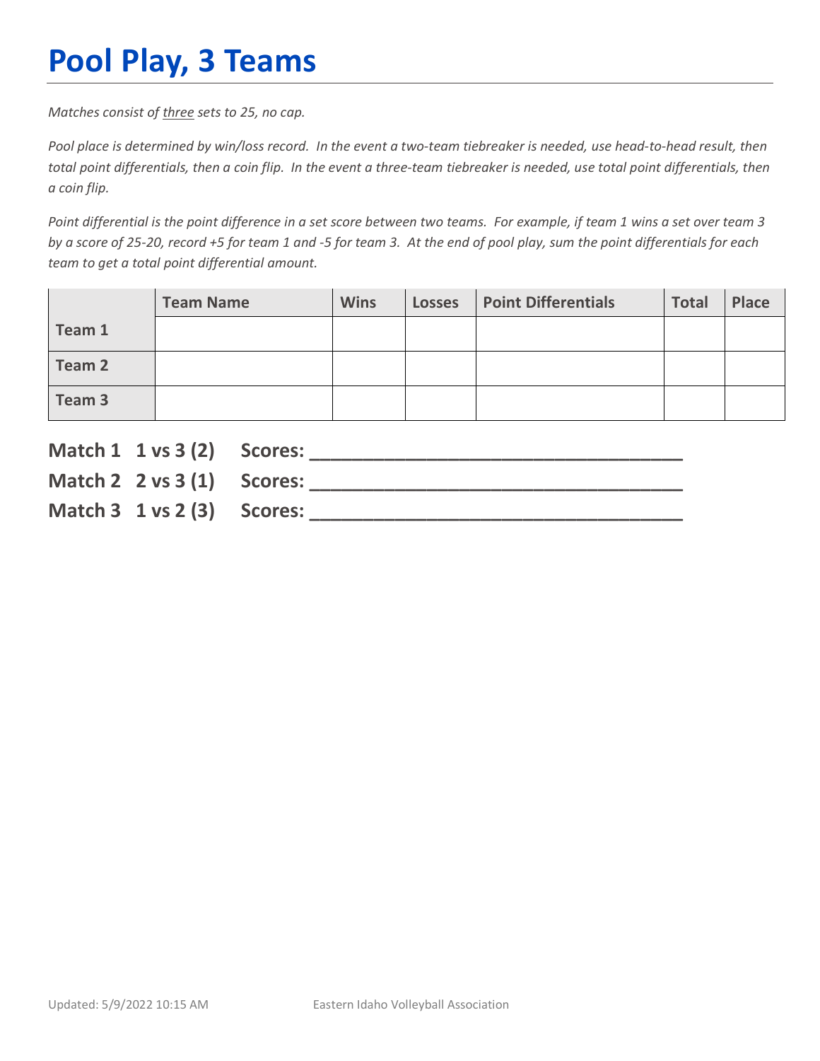# Pool Play, 3 Teams

*Matches consist of three sets to 25, no cap.*

*Pool place is determined by win/loss record. In the event a two-team tiebreaker is needed, use head-to-head result, then total point differentials, then a coin flip. In the event a three-team tiebreaker is needed, use total point differentials, then a coin flip.*

*Point differential is the point difference in a set score between two teams. For example, if team 1 wins a set over team 3 by a score of 25-20, record +5 for team 1 and -5 for team 3. At the end of pool play, sum the point differentials for each team to get a total point differential amount.*

| | Team Name | Wins | Losses | Point Differentials | Total | Place |
|---|---|---|---|---|---|---|
| Team 1 | | | | | | |
| Team 2 | | | | | | |
| Team 3 | | | | | | |

**Match 1 1 vs 3 (2) Scores: ___________________________________**

**Match 2 2 vs 3 (1) Scores: ___________________________________**

**Match 3 1 vs 2 (3) Scores: ___________________________________**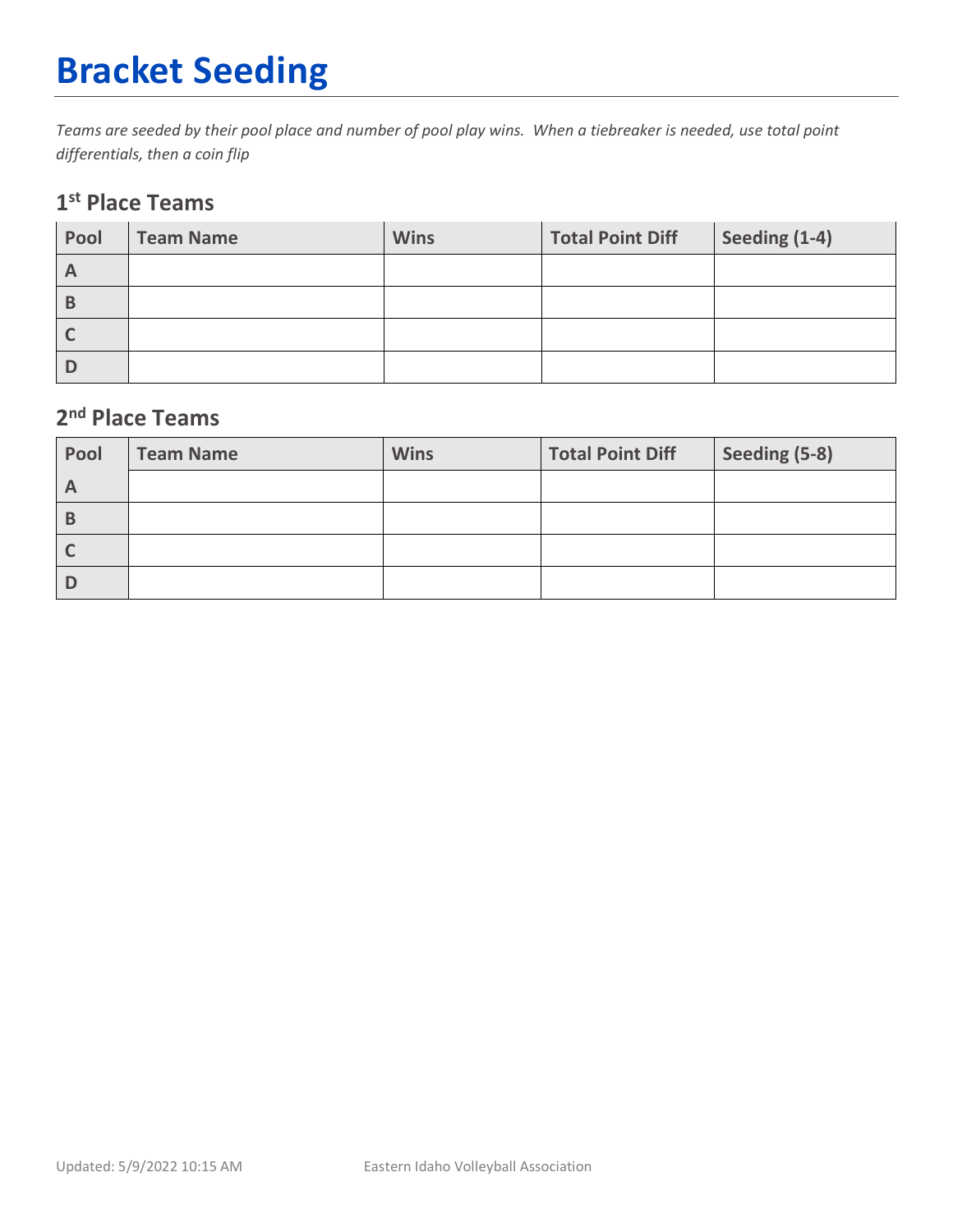# Bracket Seeding

*Teams are seeded by their pool place and number of pool play wins. When a tiebreaker is needed, use total point differentials, then a coin flip*

## 1st Place Teams

| Pool | Team Name | Wins | Total Point Diff | Seeding (1-4) |
|---|---|---|---|---|
| A | | | | |
| B | | | | |
| C | | | | |
| D | | | | |

## 2nd Place Teams

| Pool | Team Name | Wins | Total Point Diff | Seeding (5-8) |
|---|---|---|---|---|
| A | | | | |
| B | | | | |
| C | | | | |
| D | | | | |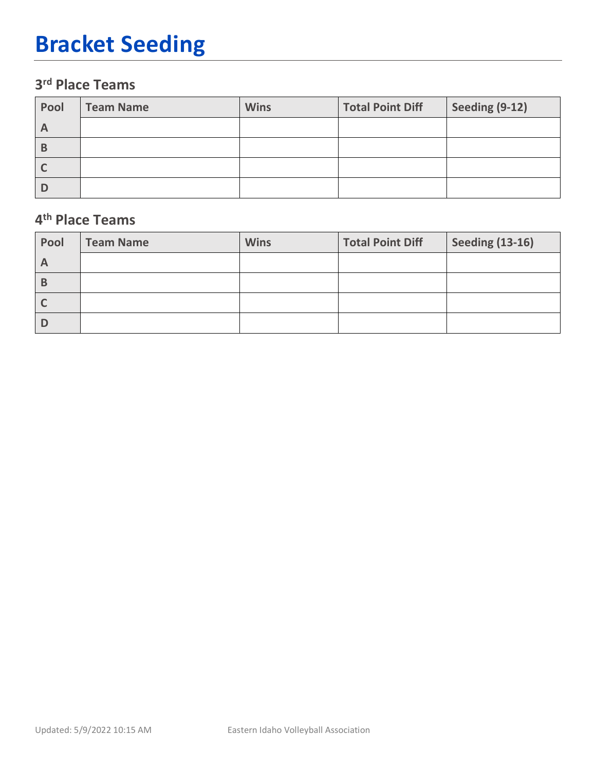# Bracket Seeding

### 3rd Place Teams

| Pool | Team Name | Wins | Total Point Diff | Seeding (9-12) |
|---|---|---|---|---|
| A | | | | |
| B | | | | |
| C | | | | |
| D | | | | |

### 4th Place Teams

| Pool | Team Name | Wins | Total Point Diff | Seeding (13-16) |
|---|---|---|---|---|
| A | | | | |
| B | | | | |
| C | | | | |
| D | | | | |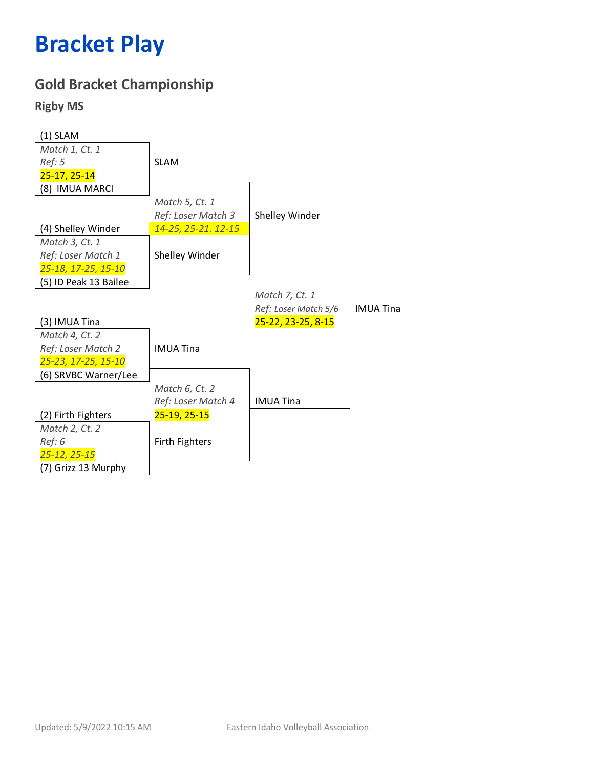# Bracket Play

## Gold Bracket Championship

### Rigby MS

**Round 1**

(1) SLAM
*Match 1, Ct. 1*
*Ref: 5*
25-17, 25-14
(8) IMUA MARCI

(4) Shelley Winder
*Match 3, Ct. 1*
*Ref: Loser Match 1*
*25-18, 17-25, 15-10*
(5) ID Peak 13 Bailee

(3) IMUA Tina
*Match 4, Ct. 2*
*Ref: Loser Match 2*
*25-23, 17-25, 15-10*
(6) SRVBC Warner/Lee

(2) Firth Fighters
*Match 2, Ct. 2*
*Ref: 6*
*25-12, 25-15*
(7) Grizz 13 Murphy

**Round 2**

SLAM
*Match 5, Ct. 1*
*Ref: Loser Match 3*
*14-25, 25-21. 12-15*
Shelley Winder

IMUA Tina
*Match 6, Ct. 2*
*Ref: Loser Match 4*
25-19, 25-15
Firth Fighters

**Final**

Shelley Winder
*Match 7, Ct. 1*
*Ref: Loser Match 5/6*
25-22, 23-25, 8-15
IMUA Tina

**Champion:** IMUA Tina

Updated: 5/9/2022 10:15 AM

Eastern Idaho Volleyball Association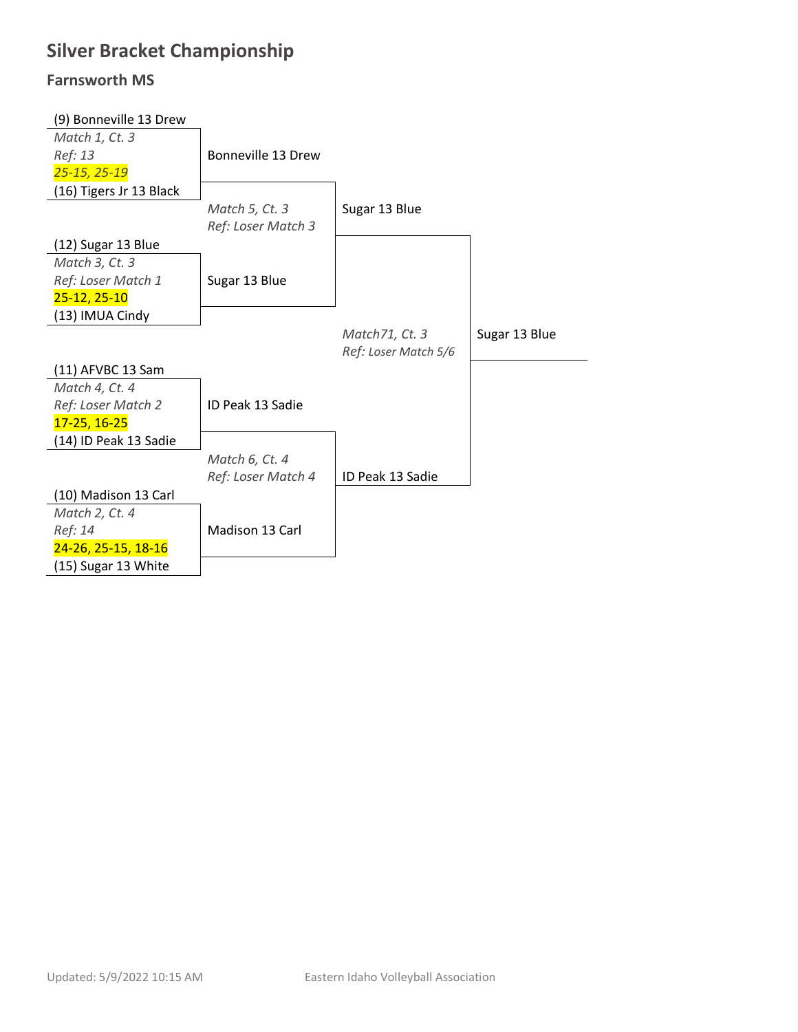# Silver Bracket Championship

## Farnsworth MS

(9) Bonneville 13 Drew
*Match 1, Ct. 3*
*Ref: 13*
*25-15, 25-19*
(16) Tigers Jr 13 Black

Bonneville 13 Drew

*Match 5, Ct. 3*
*Ref: Loser Match 3*

Sugar 13 Blue

(12) Sugar 13 Blue
*Match 3, Ct. 3*
*Ref: Loser Match 1*
25-12, 25-10
(13) IMUA Cindy

Sugar 13 Blue

*Match71, Ct. 3*
*Ref: Loser Match 5/6*

Sugar 13 Blue

(11) AFVBC 13 Sam
*Match 4, Ct. 4*
*Ref: Loser Match 2*
17-25, 16-25
(14) ID Peak 13 Sadie

ID Peak 13 Sadie

*Match 6, Ct. 4*
*Ref: Loser Match 4*

ID Peak 13 Sadie

(10) Madison 13 Carl
*Match 2, Ct. 4*
*Ref: 14*
24-26, 25-15, 18-16
(15) Sugar 13 White

Madison 13 Carl

Updated: 5/9/2022 10:15 AM

Eastern Idaho Volleyball Association